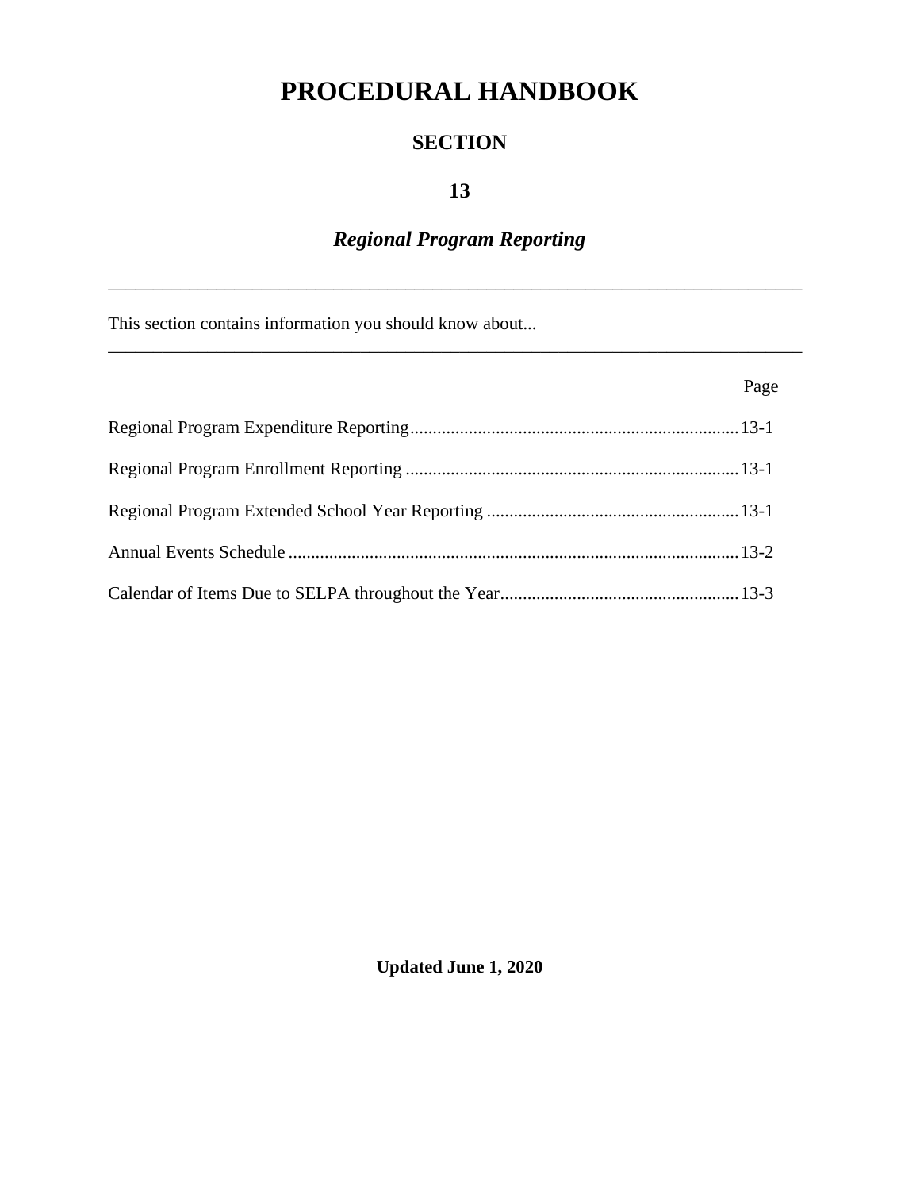# PROCEDURAL HANDBOOK

## SECTION

## 13

## *Regional Program Reporting*

---

This section contains information you should know about...

---

| | Page |
|---|---|
| Regional Program Expenditure Reporting | 13-1 |
| Regional Program Enrollment Reporting | 13-1 |
| Regional Program Extended School Year Reporting | 13-1 |
| Annual Events Schedule | 13-2 |
| Calendar of Items Due to SELPA throughout the Year | 13-3 |

**Updated June 1, 2020**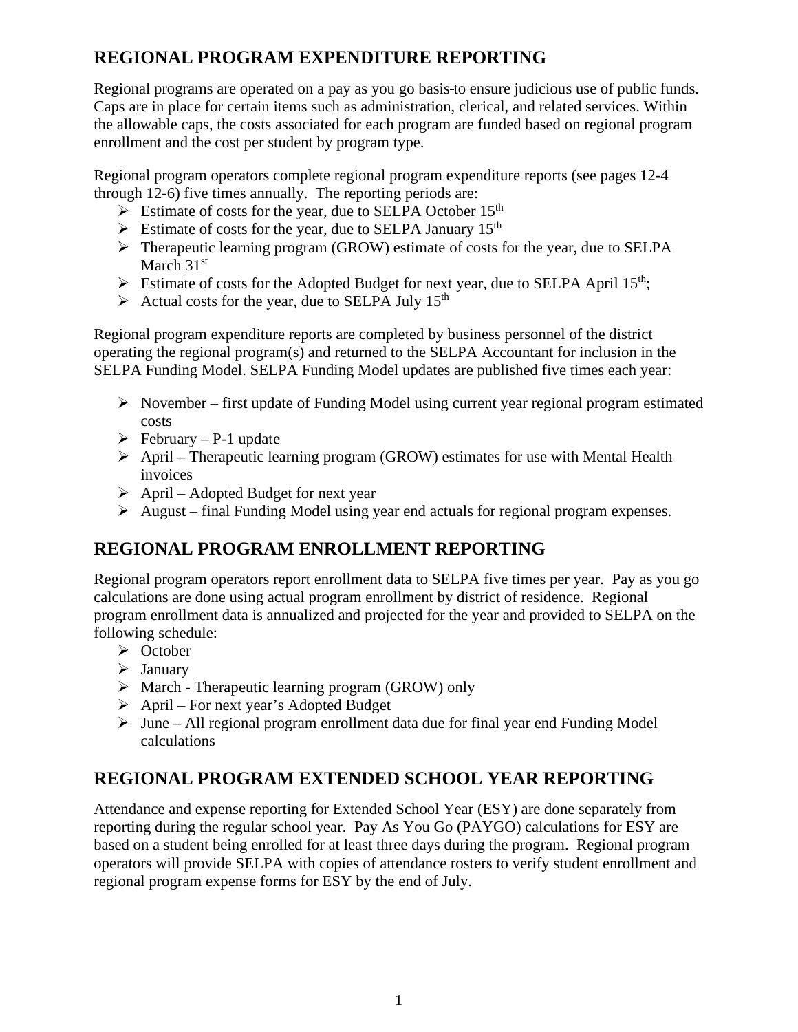## REGIONAL PROGRAM EXPENDITURE REPORTING

Regional programs are operated on a pay as you go basis to ensure judicious use of public funds. Caps are in place for certain items such as administration, clerical, and related services. Within the allowable caps, the costs associated for each program are funded based on regional program enrollment and the cost per student by program type.

Regional program operators complete regional program expenditure reports (see pages 12-4 through 12-6) five times annually. The reporting periods are:

- Estimate of costs for the year, due to SELPA October 15th
- Estimate of costs for the year, due to SELPA January 15th
- Therapeutic learning program (GROW) estimate of costs for the year, due to SELPA March 31st
- Estimate of costs for the Adopted Budget for next year, due to SELPA April 15th;
- Actual costs for the year, due to SELPA July 15th

Regional program expenditure reports are completed by business personnel of the district operating the regional program(s) and returned to the SELPA Accountant for inclusion in the SELPA Funding Model. SELPA Funding Model updates are published five times each year:

- November – first update of Funding Model using current year regional program estimated costs
- February – P-1 update
- April – Therapeutic learning program (GROW) estimates for use with Mental Health invoices
- April – Adopted Budget for next year
- August – final Funding Model using year end actuals for regional program expenses.

## REGIONAL PROGRAM ENROLLMENT REPORTING

Regional program operators report enrollment data to SELPA five times per year. Pay as you go calculations are done using actual program enrollment by district of residence. Regional program enrollment data is annualized and projected for the year and provided to SELPA on the following schedule:

- October
- January
- March - Therapeutic learning program (GROW) only
- April – For next year's Adopted Budget
- June – All regional program enrollment data due for final year end Funding Model calculations

## REGIONAL PROGRAM EXTENDED SCHOOL YEAR REPORTING

Attendance and expense reporting for Extended School Year (ESY) are done separately from reporting during the regular school year. Pay As You Go (PAYGO) calculations for ESY are based on a student being enrolled for at least three days during the program. Regional program operators will provide SELPA with copies of attendance rosters to verify student enrollment and regional program expense forms for ESY by the end of July.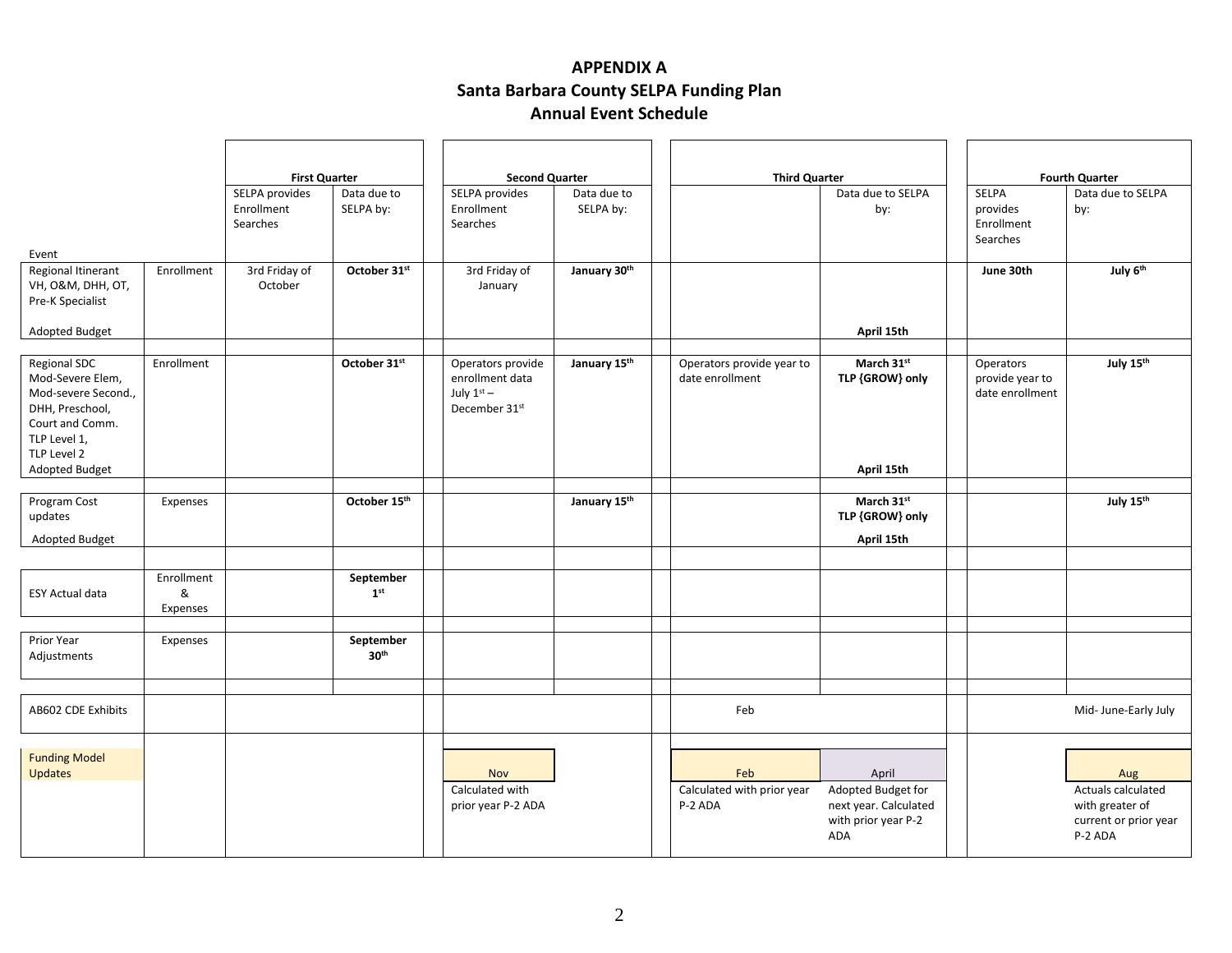# APPENDIX A
## Santa Barbara County SELPA Funding Plan
## Annual Event Schedule

| Event | | First Quarter | | Second Quarter | | Third Quarter | | Fourth Quarter | |
|---|---|---|---|---|---|---|---|---|---|
| | | SELPA provides Enrollment Searches | Data due to SELPA by: | SELPA provides Enrollment Searches | Data due to SELPA by: | | Data due to SELPA by: | SELPA provides Enrollment Searches | Data due to SELPA by: |
| Regional Itinerant VH, O&M, DHH, OT, Pre-K Specialist<br><br>Adopted Budget | Enrollment | 3rd Friday of October | **October 31st** | 3rd Friday of January | **January 30th** | | **April 15th** | **June 30th** | **July 6th** |
| Regional SDC Mod-Severe Elem, Mod-severe Second., DHH, Preschool, Court and Comm. TLP Level 1, TLP Level 2<br>Adopted Budget | Enrollment | | **October 31st** | Operators provide enrollment data July 1st – December 31st | **January 15th** | Operators provide year to date enrollment | **March 31st TLP {GROW} only**<br><br>**April 15th** | Operators provide year to date enrollment | **July 15th** |
| Program Cost updates<br><br>Adopted Budget | Expenses | | **October 15th** | | **January 15th** | | **March 31st TLP {GROW} only**<br><br>**April 15th** | | **July 15th** |
| ESY Actual data | Enrollment & Expenses | | **September 1st** | | | | | | |
| Prior Year Adjustments | Expenses | | **September 30th** | | | | | | |
| AB602 CDE Exhibits | | | | | | Feb | | | Mid- June-Early July |
| Funding Model Updates | | | | Nov<br>Calculated with prior year P-2 ADA | | Feb<br>Calculated with prior year P-2 ADA | April<br>Adopted Budget for next year. Calculated with prior year P-2 ADA | | Aug<br>Actuals calculated with greater of current or prior year P-2 ADA |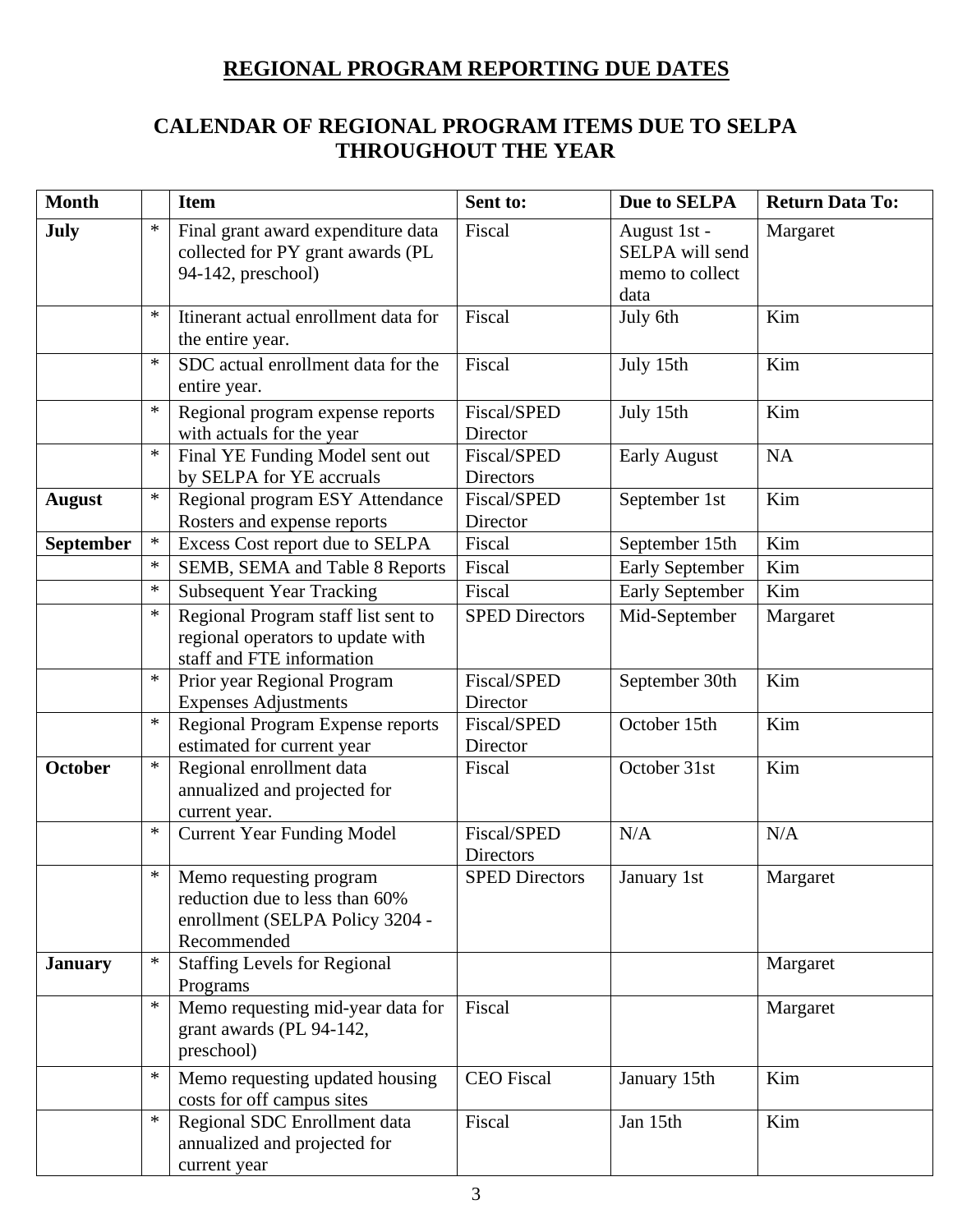# REGIONAL PROGRAM REPORTING DUE DATES

## CALENDAR OF REGIONAL PROGRAM ITEMS DUE TO SELPA THROUGHOUT THE YEAR

| Month | | Item | Sent to: | Due to SELPA | Return Data To: |
|---|---|---|---|---|---|
| **July** | * | Final grant award expenditure data collected for PY grant awards (PL 94-142, preschool) | Fiscal | August 1st - SELPA will send memo to collect data | Margaret |
| | * | Itinerant actual enrollment data for the entire year. | Fiscal | July 6th | Kim |
| | * | SDC actual enrollment data for the entire year. | Fiscal | July 15th | Kim |
| | * | Regional program expense reports with actuals for the year | Fiscal/SPED Director | July 15th | Kim |
| | * | Final YE Funding Model sent out by SELPA for YE accruals | Fiscal/SPED Directors | Early August | NA |
| **August** | * | Regional program ESY Attendance Rosters and expense reports | Fiscal/SPED Director | September 1st | Kim |
| **September** | * | Excess Cost report due to SELPA | Fiscal | September 15th | Kim |
| | * | SEMB, SEMA and Table 8 Reports | Fiscal | Early September | Kim |
| | * | Subsequent Year Tracking | Fiscal | Early September | Kim |
| | * | Regional Program staff list sent to regional operators to update with staff and FTE information | SPED Directors | Mid-September | Margaret |
| | * | Prior year Regional Program Expenses Adjustments | Fiscal/SPED Director | September 30th | Kim |
| | * | Regional Program Expense reports estimated for current year | Fiscal/SPED Director | October 15th | Kim |
| **October** | * | Regional enrollment data annualized and projected for current year. | Fiscal | October 31st | Kim |
| | * | Current Year Funding Model | Fiscal/SPED Directors | N/A | N/A |
| | * | Memo requesting program reduction due to less than 60% enrollment (SELPA Policy 3204 - Recommended | SPED Directors | January 1st | Margaret |
| **January** | * | Staffing Levels for Regional Programs | | | Margaret |
| | * | Memo requesting mid-year data for grant awards (PL 94-142, preschool) | Fiscal | | Margaret |
| | * | Memo requesting updated housing costs for off campus sites | CEO Fiscal | January 15th | Kim |
| | * | Regional SDC Enrollment data annualized and projected for current year | Fiscal | Jan 15th | Kim |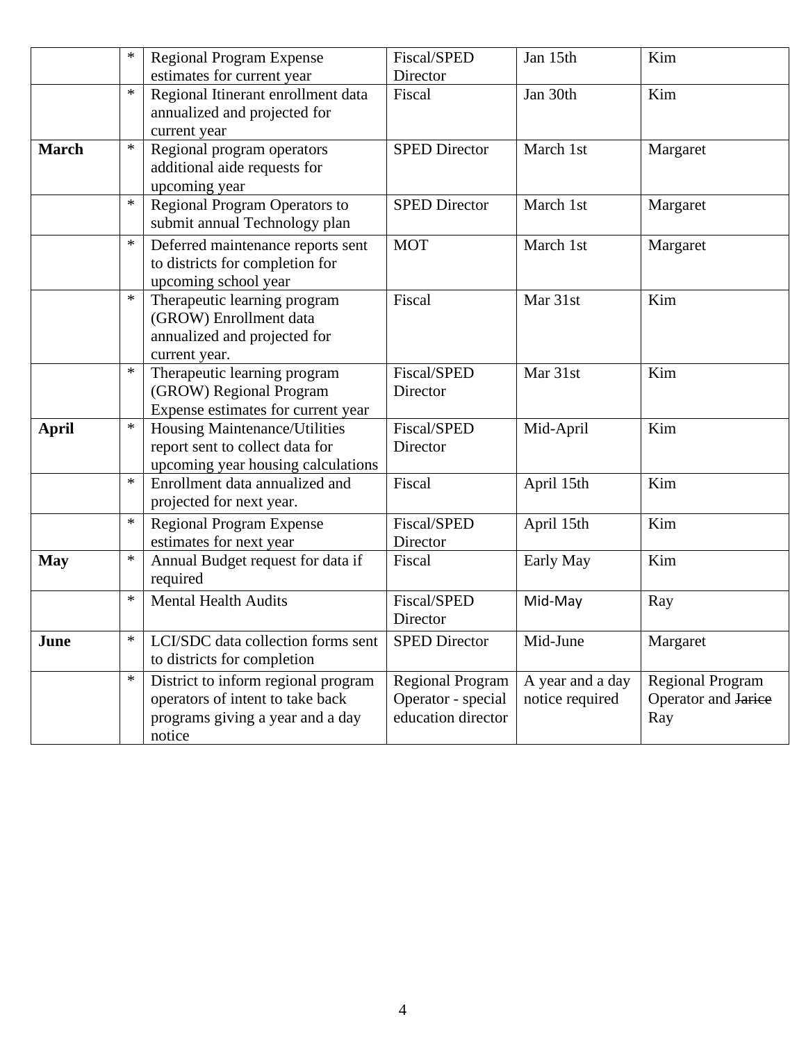| | | | | | |
|---|---|---|---|---|---|
| | * | Regional Program Expense estimates for current year | Fiscal/SPED Director | Jan 15th | Kim |
| | * | Regional Itinerant enrollment data annualized and projected for current year | Fiscal | Jan 30th | Kim |
| **March** | * | Regional program operators additional aide requests for upcoming year | SPED Director | March 1st | Margaret |
| | * | Regional Program Operators to submit annual Technology plan | SPED Director | March 1st | Margaret |
| | * | Deferred maintenance reports sent to districts for completion for upcoming school year | MOT | March 1st | Margaret |
| | * | Therapeutic learning program (GROW) Enrollment data annualized and projected for current year. | Fiscal | Mar 31st | Kim |
| | * | Therapeutic learning program (GROW) Regional Program Expense estimates for current year | Fiscal/SPED Director | Mar 31st | Kim |
| **April** | * | Housing Maintenance/Utilities report sent to collect data for upcoming year housing calculations | Fiscal/SPED Director | Mid-April | Kim |
| | * | Enrollment data annualized and projected for next year. | Fiscal | April 15th | Kim |
| | * | Regional Program Expense estimates for next year | Fiscal/SPED Director | April 15th | Kim |
| **May** | * | Annual Budget request for data if required | Fiscal | Early May | Kim |
| | * | Mental Health Audits | Fiscal/SPED Director | Mid-May | Ray |
| **June** | * | LCI/SDC data collection forms sent to districts for completion | SPED Director | Mid-June | Margaret |
| | * | District to inform regional program operators of intent to take back programs giving a year and a day notice | Regional Program Operator - special education director | A year and a day notice required | Regional Program Operator and ~~Jarice~~ Ray |